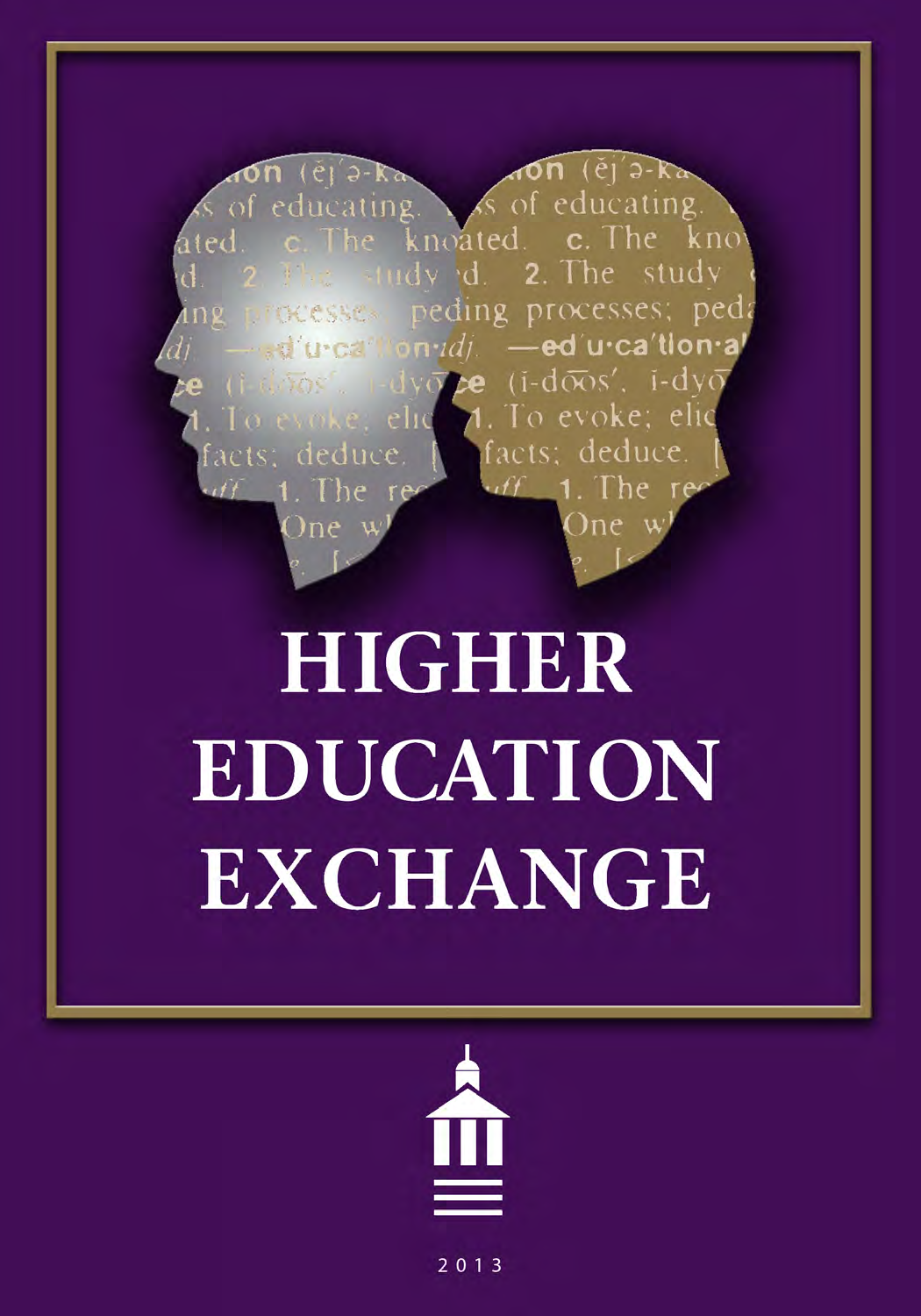# HIGHER EDUCATION EXCHANGE

2013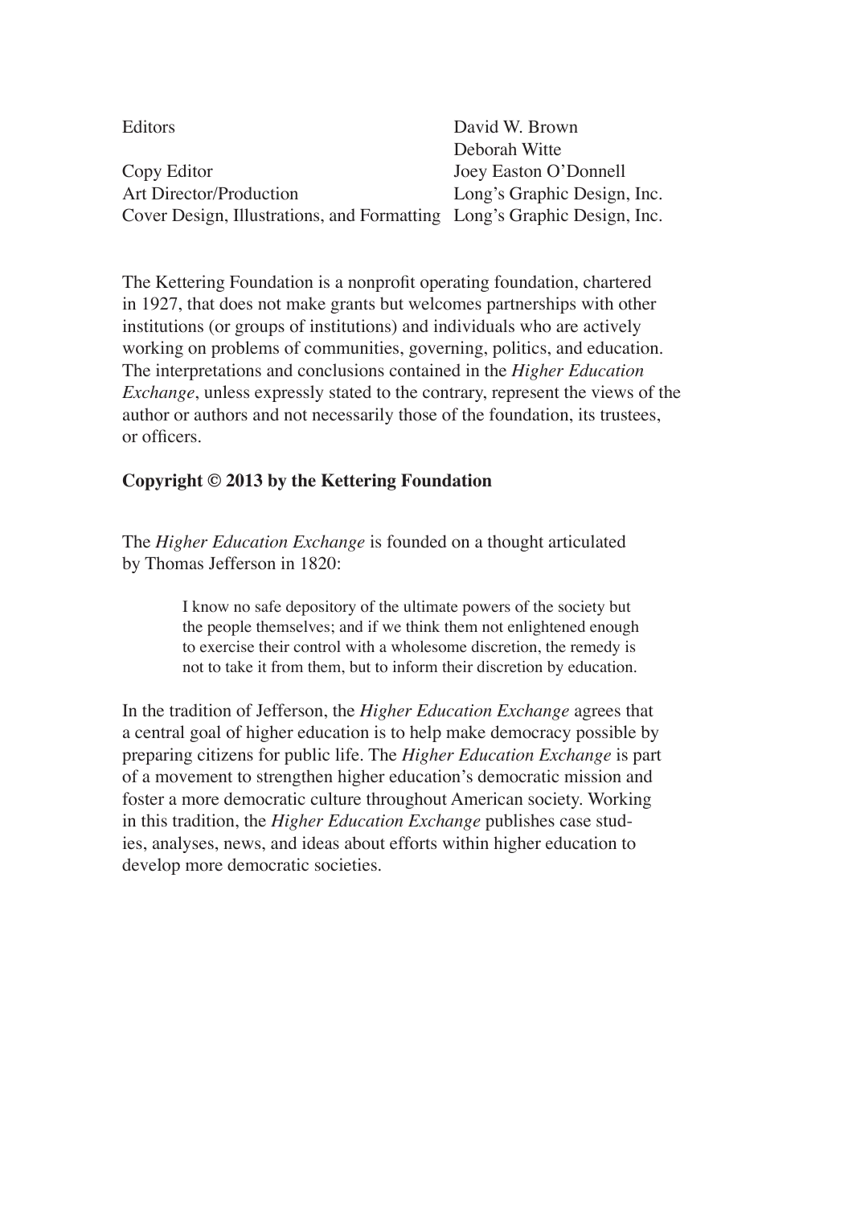| | |
|---|---|
| Editors | David W. Brown |
| | Deborah Witte |
| Copy Editor | Joey Easton O'Donnell |
| Art Director/Production | Long's Graphic Design, Inc. |
| Cover Design, Illustrations, and Formatting | Long's Graphic Design, Inc. |

The Kettering Foundation is a nonprofit operating foundation, chartered in 1927, that does not make grants but welcomes partnerships with other institutions (or groups of institutions) and individuals who are actively working on problems of communities, governing, politics, and education. The interpretations and conclusions contained in the *Higher Education Exchange*, unless expressly stated to the contrary, represent the views of the author or authors and not necessarily those of the foundation, its trustees, or officers.

**Copyright © 2013 by the Kettering Foundation**

The *Higher Education Exchange* is founded on a thought articulated by Thomas Jefferson in 1820:

> I know no safe depository of the ultimate powers of the society but the people themselves; and if we think them not enlightened enough to exercise their control with a wholesome discretion, the remedy is not to take it from them, but to inform their discretion by education.

In the tradition of Jefferson, the *Higher Education Exchange* agrees that a central goal of higher education is to help make democracy possible by preparing citizens for public life. The *Higher Education Exchange* is part of a movement to strengthen higher education's democratic mission and foster a more democratic culture throughout American society. Working in this tradition, the *Higher Education Exchange* publishes case studies, analyses, news, and ideas about efforts within higher education to develop more democratic societies.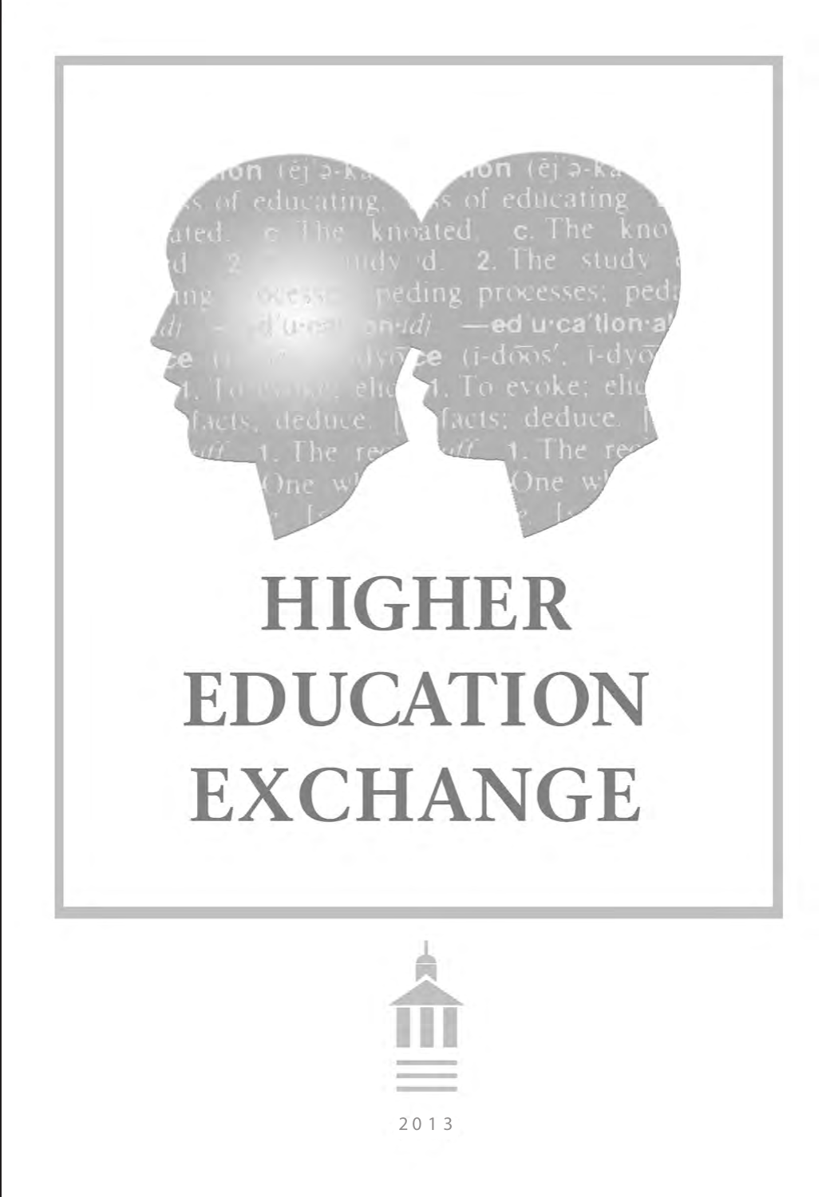# HIGHER EDUCATION EXCHANGE

2013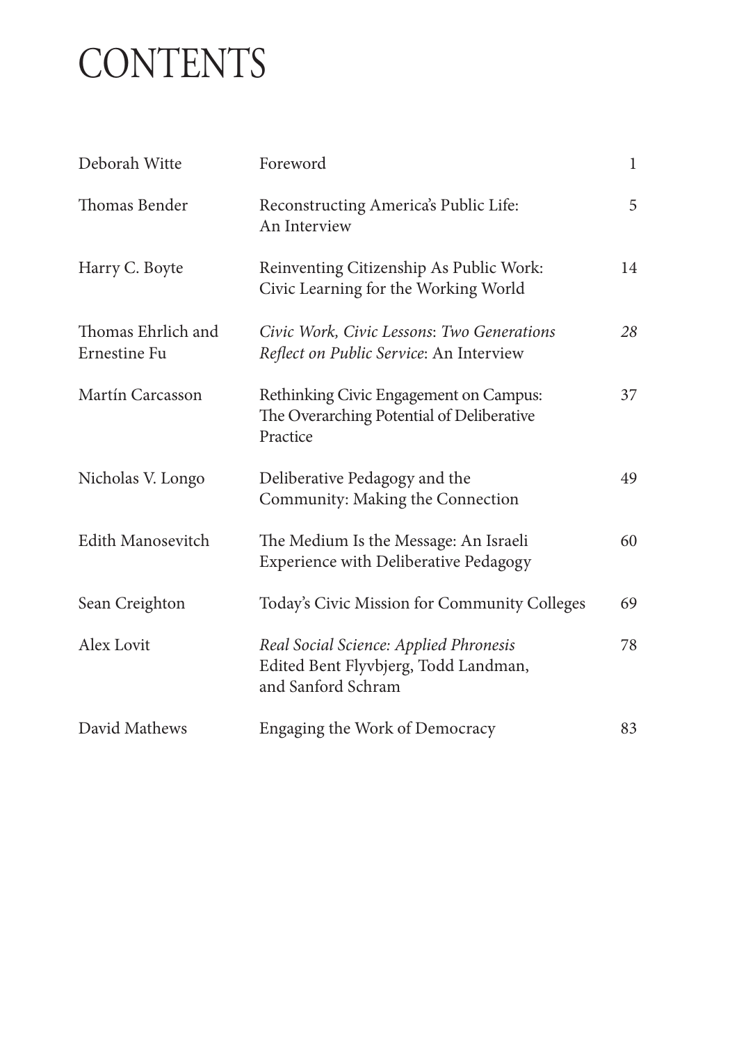# CONTENTS

| | | |
|---|---|---|
| Deborah Witte | Foreword | 1 |
| Thomas Bender | Reconstructing America's Public Life: An Interview | 5 |
| Harry C. Boyte | Reinventing Citizenship As Public Work: Civic Learning for the Working World | 14 |
| Thomas Ehrlich and Ernestine Fu | *Civic Work, Civic Lessons*: *Two Generations Reflect on Public Service*: An Interview | *28* |
| Martín Carcasson | Rethinking Civic Engagement on Campus: The Overarching Potential of Deliberative Practice | 37 |
| Nicholas V. Longo | Deliberative Pedagogy and the Community: Making the Connection | 49 |
| Edith Manosevitch | The Medium Is the Message: An Israeli Experience with Deliberative Pedagogy | 60 |
| Sean Creighton | Today's Civic Mission for Community Colleges | 69 |
| Alex Lovit | *Real Social Science: Applied Phronesis* Edited Bent Flyvbjerg, Todd Landman, and Sanford Schram | 78 |
| David Mathews | Engaging the Work of Democracy | 83 |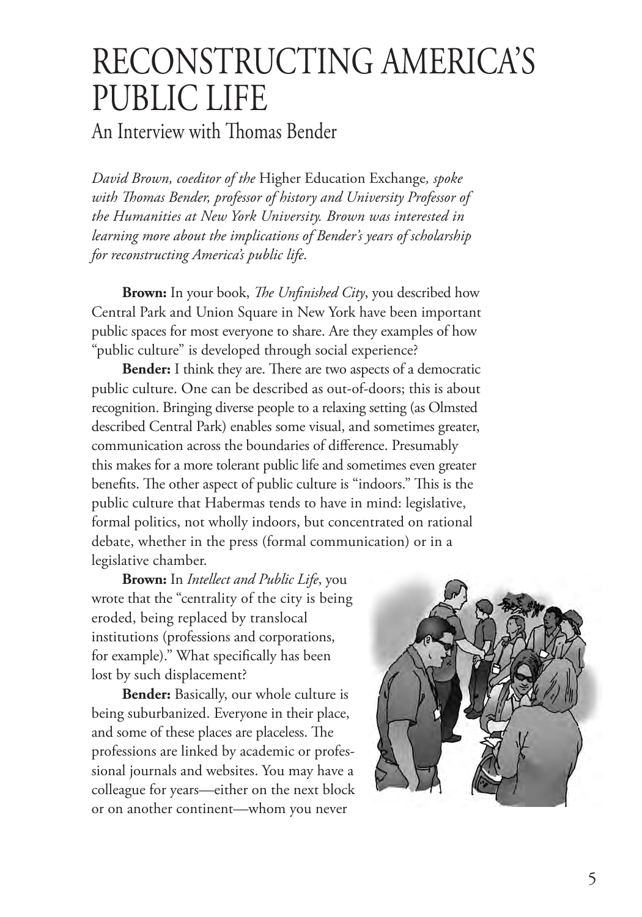# RECONSTRUCTING AMERICA'S PUBLIC LIFE

## An Interview with Thomas Bender

*David Brown, coeditor of the* Higher Education Exchange*, spoke with Thomas Bender, professor of history and University Professor of the Humanities at New York University. Brown was interested in learning more about the implications of Bender's years of scholarship for reconstructing America's public life.*

**Brown:** In your book, *The Unfinished City*, you described how Central Park and Union Square in New York have been important public spaces for most everyone to share. Are they examples of how "public culture" is developed through social experience?

**Bender:** I think they are. There are two aspects of a democratic public culture. One can be described as out-of-doors; this is about recognition. Bringing diverse people to a relaxing setting (as Olmsted described Central Park) enables some visual, and sometimes greater, communication across the boundaries of difference. Presumably this makes for a more tolerant public life and sometimes even greater benefits. The other aspect of public culture is "indoors." This is the public culture that Habermas tends to have in mind: legislative, formal politics, not wholly indoors, but concentrated on rational debate, whether in the press (formal communication) or in a legislative chamber.

**Brown:** In *Intellect and Public Life*, you wrote that the "centrality of the city is being eroded, being replaced by translocal institutions (professions and corporations, for example)." What specifically has been lost by such displacement?

**Bender:** Basically, our whole culture is being suburbanized. Everyone in their place, and some of these places are placeless. The professions are linked by academic or professional journals and websites. You may have a colleague for years—either on the next block or on another continent—whom you never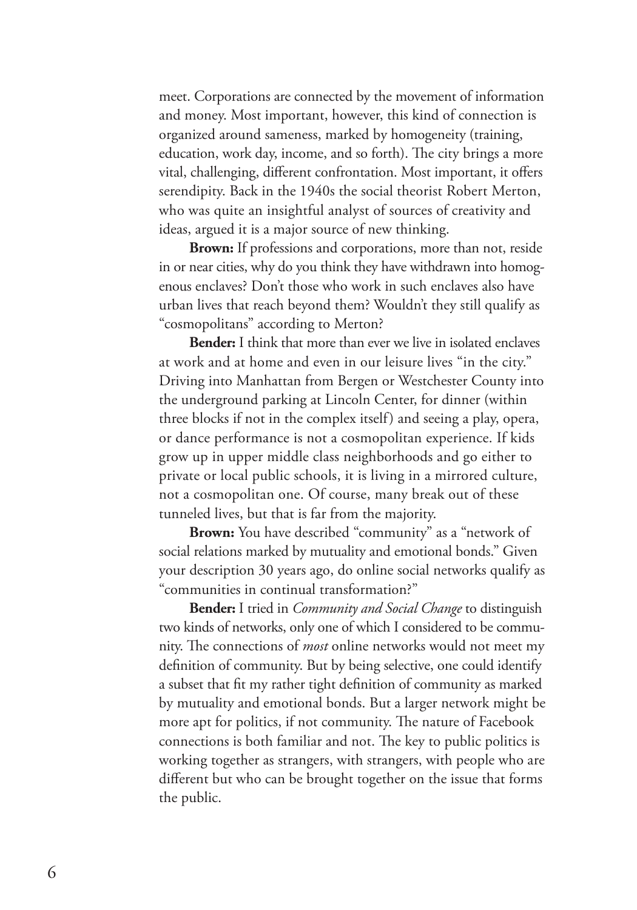meet. Corporations are connected by the movement of information and money. Most important, however, this kind of connection is organized around sameness, marked by homogeneity (training, education, work day, income, and so forth). The city brings a more vital, challenging, different confrontation. Most important, it offers serendipity. Back in the 1940s the social theorist Robert Merton, who was quite an insightful analyst of sources of creativity and ideas, argued it is a major source of new thinking.

**Brown:** If professions and corporations, more than not, reside in or near cities, why do you think they have withdrawn into homogenous enclaves? Don't those who work in such enclaves also have urban lives that reach beyond them? Wouldn't they still qualify as "cosmopolitans" according to Merton?

**Bender:** I think that more than ever we live in isolated enclaves at work and at home and even in our leisure lives "in the city." Driving into Manhattan from Bergen or Westchester County into the underground parking at Lincoln Center, for dinner (within three blocks if not in the complex itself) and seeing a play, opera, or dance performance is not a cosmopolitan experience. If kids grow up in upper middle class neighborhoods and go either to private or local public schools, it is living in a mirrored culture, not a cosmopolitan one. Of course, many break out of these tunneled lives, but that is far from the majority.

**Brown:** You have described "community" as a "network of social relations marked by mutuality and emotional bonds." Given your description 30 years ago, do online social networks qualify as "communities in continual transformation?"

**Bender:** I tried in *Community and Social Change* to distinguish two kinds of networks, only one of which I considered to be community. The connections of *most* online networks would not meet my definition of community. But by being selective, one could identify a subset that fit my rather tight definition of community as marked by mutuality and emotional bonds. But a larger network might be more apt for politics, if not community. The nature of Facebook connections is both familiar and not. The key to public politics is working together as strangers, with strangers, with people who are different but who can be brought together on the issue that forms the public.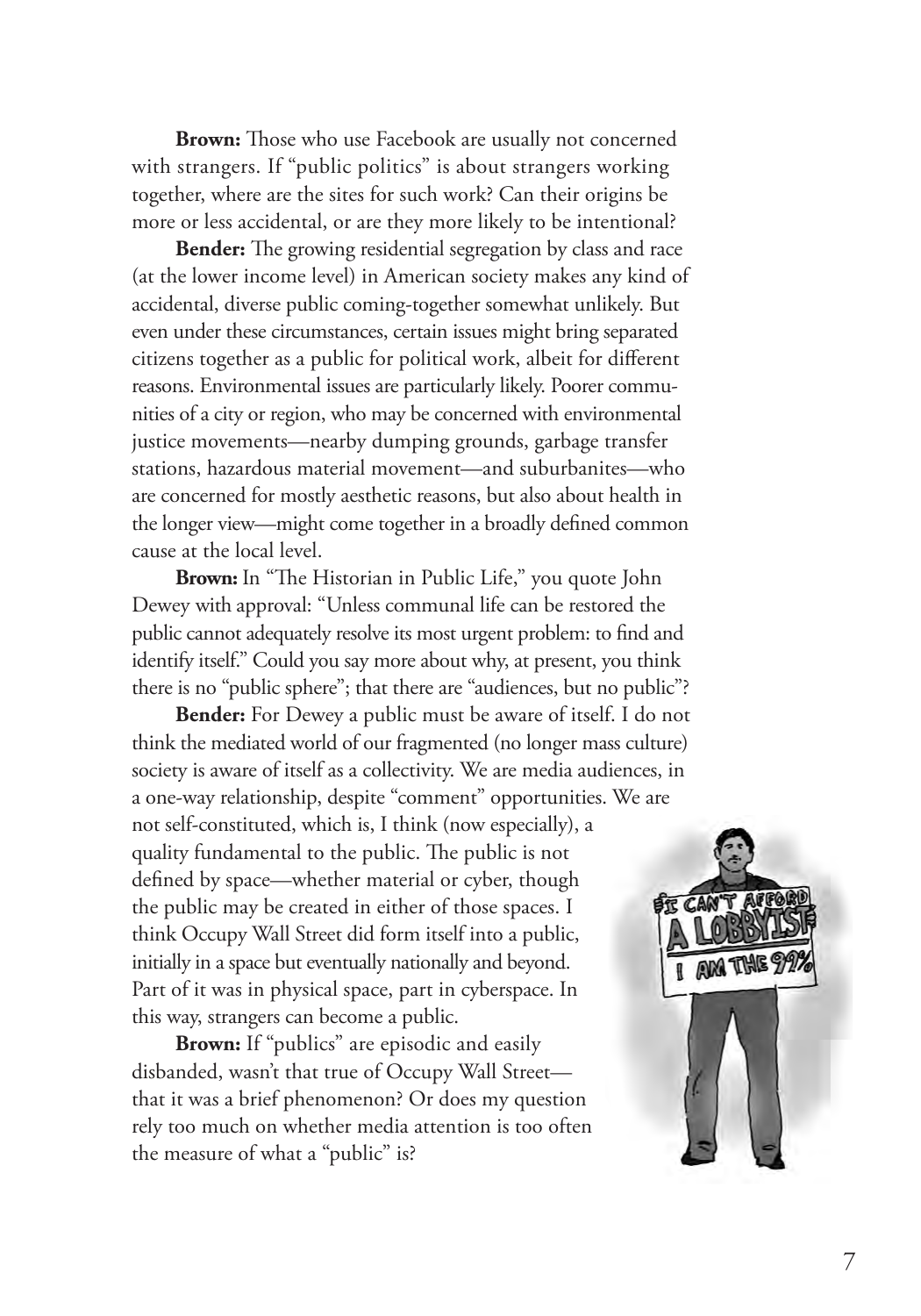**Brown:** Those who use Facebook are usually not concerned with strangers. If "public politics" is about strangers working together, where are the sites for such work? Can their origins be more or less accidental, or are they more likely to be intentional?

**Bender:** The growing residential segregation by class and race (at the lower income level) in American society makes any kind of accidental, diverse public coming-together somewhat unlikely. But even under these circumstances, certain issues might bring separated citizens together as a public for political work, albeit for different reasons. Environmental issues are particularly likely. Poorer communities of a city or region, who may be concerned with environmental justice movements—nearby dumping grounds, garbage transfer stations, hazardous material movement—and suburbanites—who are concerned for mostly aesthetic reasons, but also about health in the longer view—might come together in a broadly defined common cause at the local level.

**Brown:** In "The Historian in Public Life," you quote John Dewey with approval: "Unless communal life can be restored the public cannot adequately resolve its most urgent problem: to find and identify itself." Could you say more about why, at present, you think there is no "public sphere"; that there are "audiences, but no public"?

**Bender:** For Dewey a public must be aware of itself. I do not think the mediated world of our fragmented (no longer mass culture) society is aware of itself as a collectivity. We are media audiences, in a one-way relationship, despite "comment" opportunities. We are not self-constituted, which is, I think (now especially), a quality fundamental to the public. The public is not defined by space—whether material or cyber, though the public may be created in either of those spaces. I think Occupy Wall Street did form itself into a public, initially in a space but eventually nationally and beyond. Part of it was in physical space, part in cyberspace. In this way, strangers can become a public.

**Brown:** If "publics" are episodic and easily disbanded, wasn't that true of Occupy Wall Street—that it was a brief phenomenon? Or does my question rely too much on whether media attention is too often the measure of what a "public" is?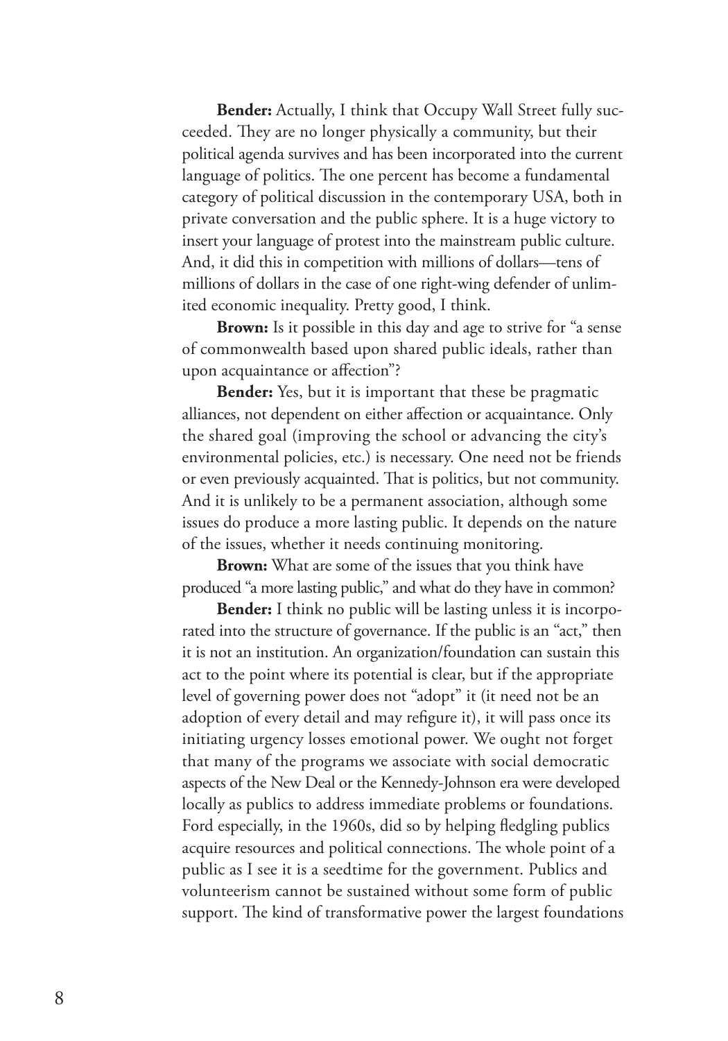**Bender:** Actually, I think that Occupy Wall Street fully succeeded. They are no longer physically a community, but their political agenda survives and has been incorporated into the current language of politics. The one percent has become a fundamental category of political discussion in the contemporary USA, both in private conversation and the public sphere. It is a huge victory to insert your language of protest into the mainstream public culture. And, it did this in competition with millions of dollars—tens of millions of dollars in the case of one right-wing defender of unlimited economic inequality. Pretty good, I think.

**Brown:** Is it possible in this day and age to strive for "a sense of commonwealth based upon shared public ideals, rather than upon acquaintance or affection"?

**Bender:** Yes, but it is important that these be pragmatic alliances, not dependent on either affection or acquaintance. Only the shared goal (improving the school or advancing the city's environmental policies, etc.) is necessary. One need not be friends or even previously acquainted. That is politics, but not community. And it is unlikely to be a permanent association, although some issues do produce a more lasting public. It depends on the nature of the issues, whether it needs continuing monitoring.

**Brown:** What are some of the issues that you think have produced "a more lasting public," and what do they have in common?

**Bender:** I think no public will be lasting unless it is incorporated into the structure of governance. If the public is an "act," then it is not an institution. An organization/foundation can sustain this act to the point where its potential is clear, but if the appropriate level of governing power does not "adopt" it (it need not be an adoption of every detail and may refigure it), it will pass once its initiating urgency losses emotional power. We ought not forget that many of the programs we associate with social democratic aspects of the New Deal or the Kennedy-Johnson era were developed locally as publics to address immediate problems or foundations. Ford especially, in the 1960s, did so by helping fledgling publics acquire resources and political connections. The whole point of a public as I see it is a seedtime for the government. Publics and volunteerism cannot be sustained without some form of public support. The kind of transformative power the largest foundations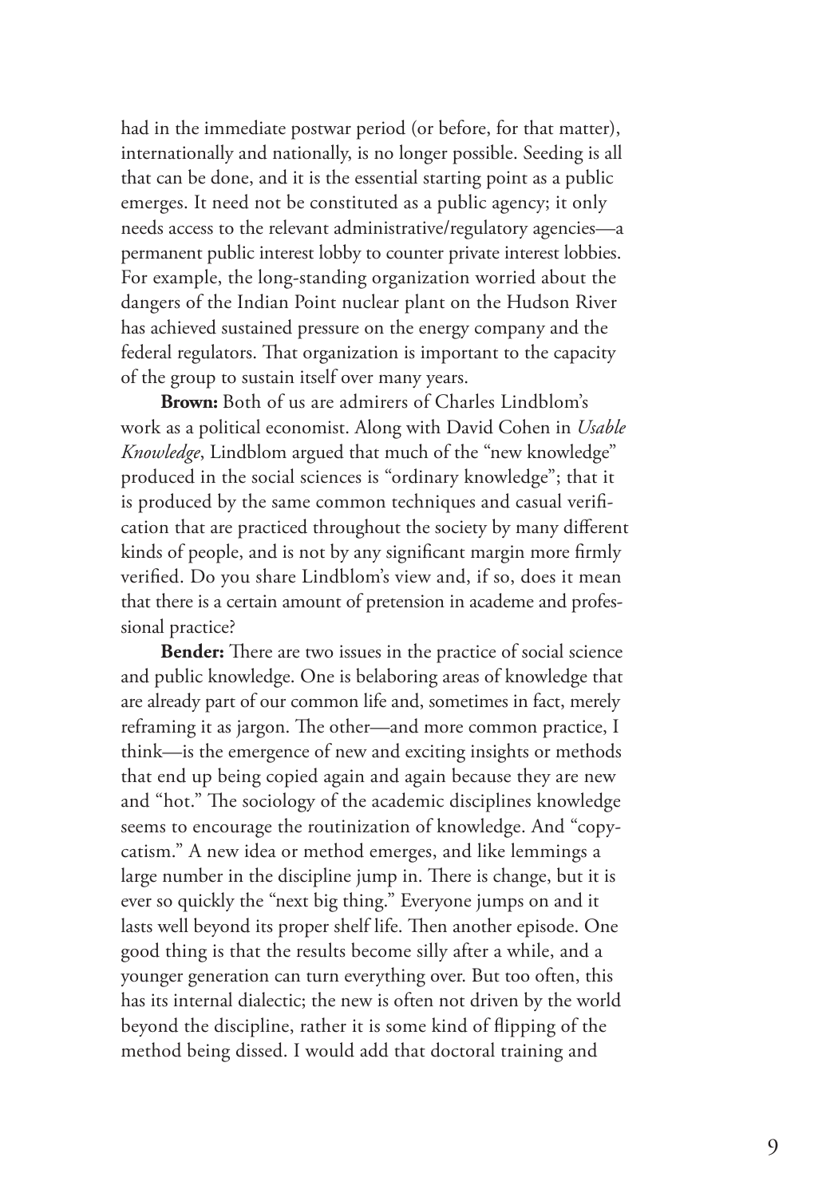had in the immediate postwar period (or before, for that matter), internationally and nationally, is no longer possible. Seeding is all that can be done, and it is the essential starting point as a public emerges. It need not be constituted as a public agency; it only needs access to the relevant administrative/regulatory agencies—a permanent public interest lobby to counter private interest lobbies. For example, the long-standing organization worried about the dangers of the Indian Point nuclear plant on the Hudson River has achieved sustained pressure on the energy company and the federal regulators. That organization is important to the capacity of the group to sustain itself over many years.

**Brown:** Both of us are admirers of Charles Lindblom's work as a political economist. Along with David Cohen in *Usable Knowledge*, Lindblom argued that much of the "new knowledge" produced in the social sciences is "ordinary knowledge"; that it is produced by the same common techniques and casual verification that are practiced throughout the society by many different kinds of people, and is not by any significant margin more firmly verified. Do you share Lindblom's view and, if so, does it mean that there is a certain amount of pretension in academe and professional practice?

**Bender:** There are two issues in the practice of social science and public knowledge. One is belaboring areas of knowledge that are already part of our common life and, sometimes in fact, merely reframing it as jargon. The other—and more common practice, I think—is the emergence of new and exciting insights or methods that end up being copied again and again because they are new and "hot." The sociology of the academic disciplines knowledge seems to encourage the routinization of knowledge. And "copycatism." A new idea or method emerges, and like lemmings a large number in the discipline jump in. There is change, but it is ever so quickly the "next big thing." Everyone jumps on and it lasts well beyond its proper shelf life. Then another episode. One good thing is that the results become silly after a while, and a younger generation can turn everything over. But too often, this has its internal dialectic; the new is often not driven by the world beyond the discipline, rather it is some kind of flipping of the method being dissed. I would add that doctoral training and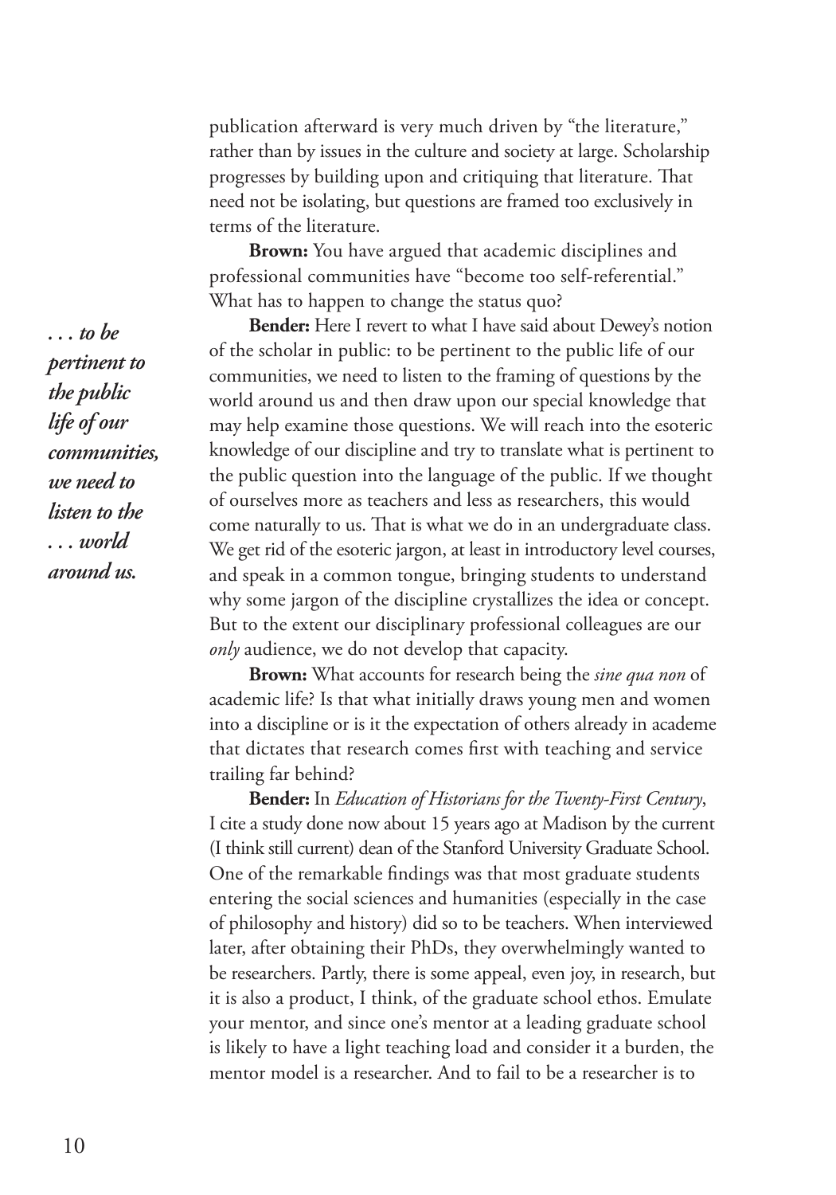publication afterward is very much driven by "the literature," rather than by issues in the culture and society at large. Scholarship progresses by building upon and critiquing that literature. That need not be isolating, but questions are framed too exclusively in terms of the literature.

**Brown:** You have argued that academic disciplines and professional communities have "become too self-referential." What has to happen to change the status quo?

***. . . to be pertinent to the public life of our communities, we need to listen to the . . . world around us.***

**Bender:** Here I revert to what I have said about Dewey's notion of the scholar in public: to be pertinent to the public life of our communities, we need to listen to the framing of questions by the world around us and then draw upon our special knowledge that may help examine those questions. We will reach into the esoteric knowledge of our discipline and try to translate what is pertinent to the public question into the language of the public. If we thought of ourselves more as teachers and less as researchers, this would come naturally to us. That is what we do in an undergraduate class. We get rid of the esoteric jargon, at least in introductory level courses, and speak in a common tongue, bringing students to understand why some jargon of the discipline crystallizes the idea or concept. But to the extent our disciplinary professional colleagues are our *only* audience, we do not develop that capacity.

**Brown:** What accounts for research being the *sine qua non* of academic life? Is that what initially draws young men and women into a discipline or is it the expectation of others already in academe that dictates that research comes first with teaching and service trailing far behind?

**Bender:** In *Education of Historians for the Twenty-First Century*, I cite a study done now about 15 years ago at Madison by the current (I think still current) dean of the Stanford University Graduate School. One of the remarkable findings was that most graduate students entering the social sciences and humanities (especially in the case of philosophy and history) did so to be teachers. When interviewed later, after obtaining their PhDs, they overwhelmingly wanted to be researchers. Partly, there is some appeal, even joy, in research, but it is also a product, I think, of the graduate school ethos. Emulate your mentor, and since one's mentor at a leading graduate school is likely to have a light teaching load and consider it a burden, the mentor model is a researcher. And to fail to be a researcher is to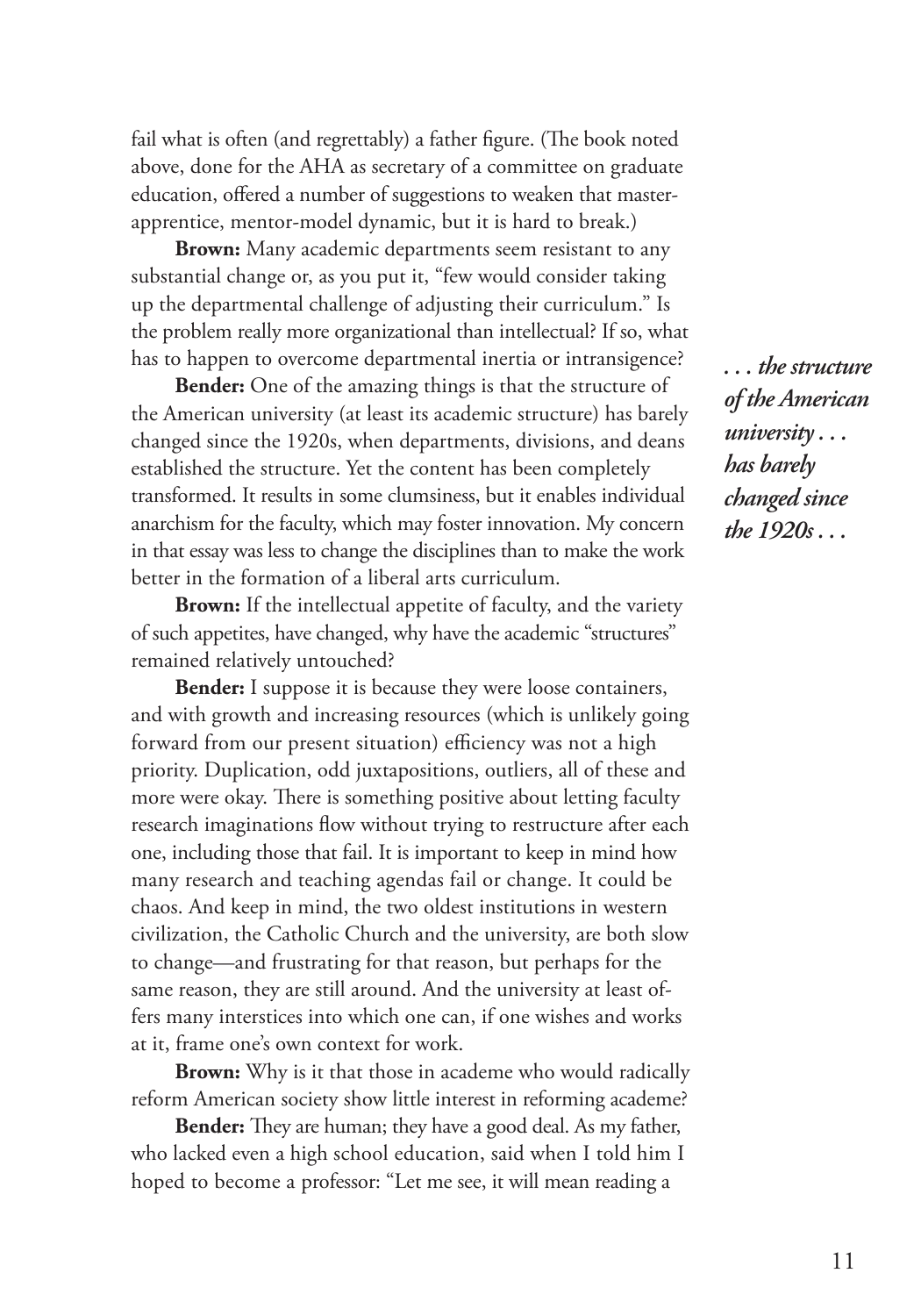fail what is often (and regrettably) a father figure. (The book noted above, done for the AHA as secretary of a committee on graduate education, offered a number of suggestions to weaken that master-apprentice, mentor-model dynamic, but it is hard to break.)

**Brown:** Many academic departments seem resistant to any substantial change or, as you put it, "few would consider taking up the departmental challenge of adjusting their curriculum." Is the problem really more organizational than intellectual? If so, what has to happen to overcome departmental inertia or intransigence?

**Bender:** One of the amazing things is that the structure of the American university (at least its academic structure) has barely changed since the 1920s, when departments, divisions, and deans established the structure. Yet the content has been completely transformed. It results in some clumsiness, but it enables individual anarchism for the faculty, which may foster innovation. My concern in that essay was less to change the disciplines than to make the work better in the formation of a liberal arts curriculum.

***. . . the structure of the American university . . . has barely changed since the 1920s . . .***

**Brown:** If the intellectual appetite of faculty, and the variety of such appetites, have changed, why have the academic "structures" remained relatively untouched?

**Bender:** I suppose it is because they were loose containers, and with growth and increasing resources (which is unlikely going forward from our present situation) efficiency was not a high priority. Duplication, odd juxtapositions, outliers, all of these and more were okay. There is something positive about letting faculty research imaginations flow without trying to restructure after each one, including those that fail. It is important to keep in mind how many research and teaching agendas fail or change. It could be chaos. And keep in mind, the two oldest institutions in western civilization, the Catholic Church and the university, are both slow to change—and frustrating for that reason, but perhaps for the same reason, they are still around. And the university at least offers many interstices into which one can, if one wishes and works at it, frame one's own context for work.

**Brown:** Why is it that those in academe who would radically reform American society show little interest in reforming academe?

**Bender:** They are human; they have a good deal. As my father, who lacked even a high school education, said when I told him I hoped to become a professor: "Let me see, it will mean reading a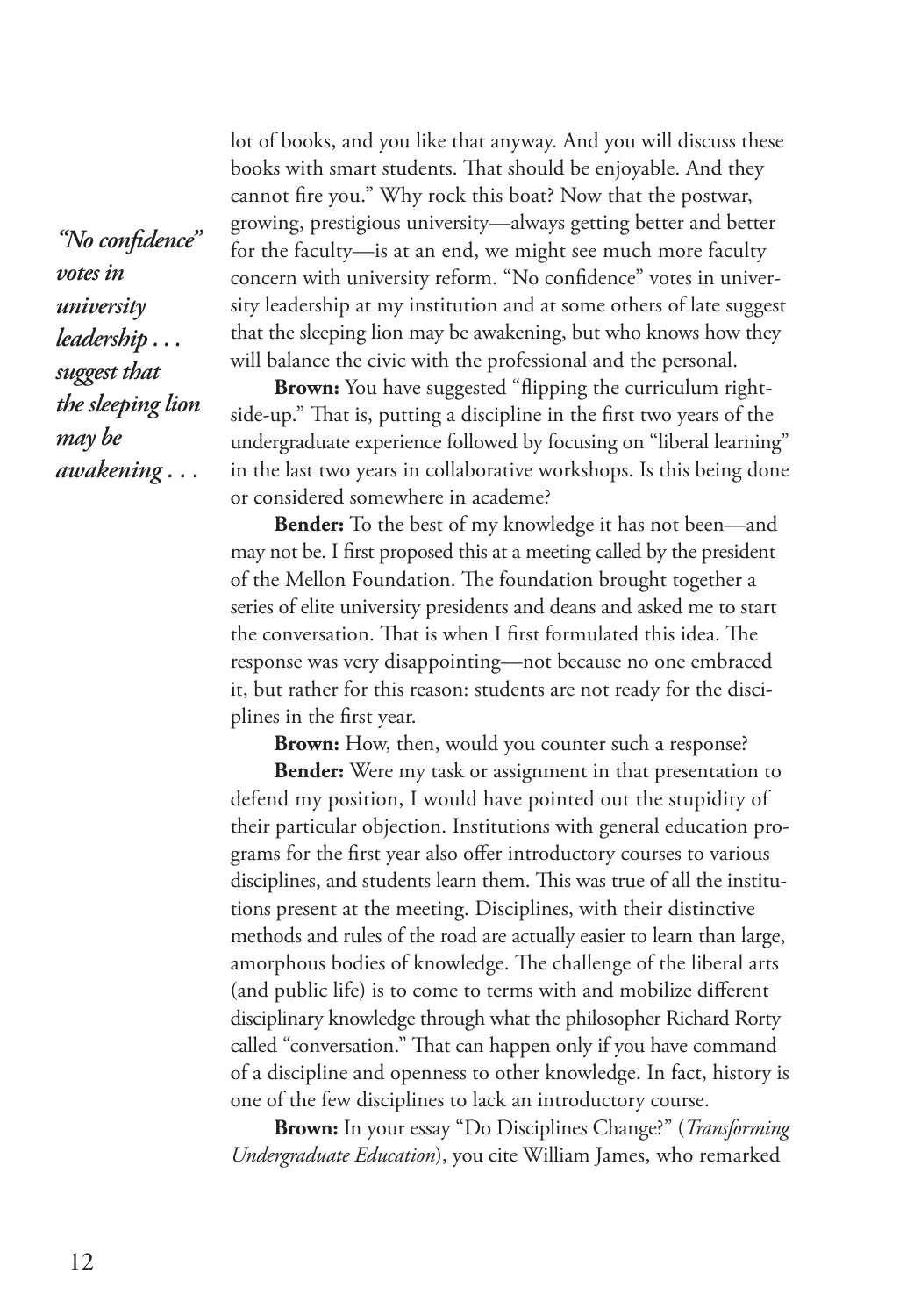lot of books, and you like that anyway. And you will discuss these books with smart students. That should be enjoyable. And they cannot fire you." Why rock this boat? Now that the postwar, growing, prestigious university—always getting better and better for the faculty—is at an end, we might see much more faculty concern with university reform. "No confidence" votes in university leadership at my institution and at some others of late suggest that the sleeping lion may be awakening, but who knows how they will balance the civic with the professional and the personal.

> ***"No confidence" votes in university leadership . . . suggest that the sleeping lion may be awakening . . .***

**Brown:** You have suggested "flipping the curriculum right-side-up." That is, putting a discipline in the first two years of the undergraduate experience followed by focusing on "liberal learning" in the last two years in collaborative workshops. Is this being done or considered somewhere in academe?

**Bender:** To the best of my knowledge it has not been—and may not be. I first proposed this at a meeting called by the president of the Mellon Foundation. The foundation brought together a series of elite university presidents and deans and asked me to start the conversation. That is when I first formulated this idea. The response was very disappointing—not because no one embraced it, but rather for this reason: students are not ready for the disciplines in the first year.

**Brown:** How, then, would you counter such a response?

**Bender:** Were my task or assignment in that presentation to defend my position, I would have pointed out the stupidity of their particular objection. Institutions with general education programs for the first year also offer introductory courses to various disciplines, and students learn them. This was true of all the institutions present at the meeting. Disciplines, with their distinctive methods and rules of the road are actually easier to learn than large, amorphous bodies of knowledge. The challenge of the liberal arts (and public life) is to come to terms with and mobilize different disciplinary knowledge through what the philosopher Richard Rorty called "conversation." That can happen only if you have command of a discipline and openness to other knowledge. In fact, history is one of the few disciplines to lack an introductory course.

**Brown:** In your essay "Do Disciplines Change?" (*Transforming Undergraduate Education*), you cite William James, who remarked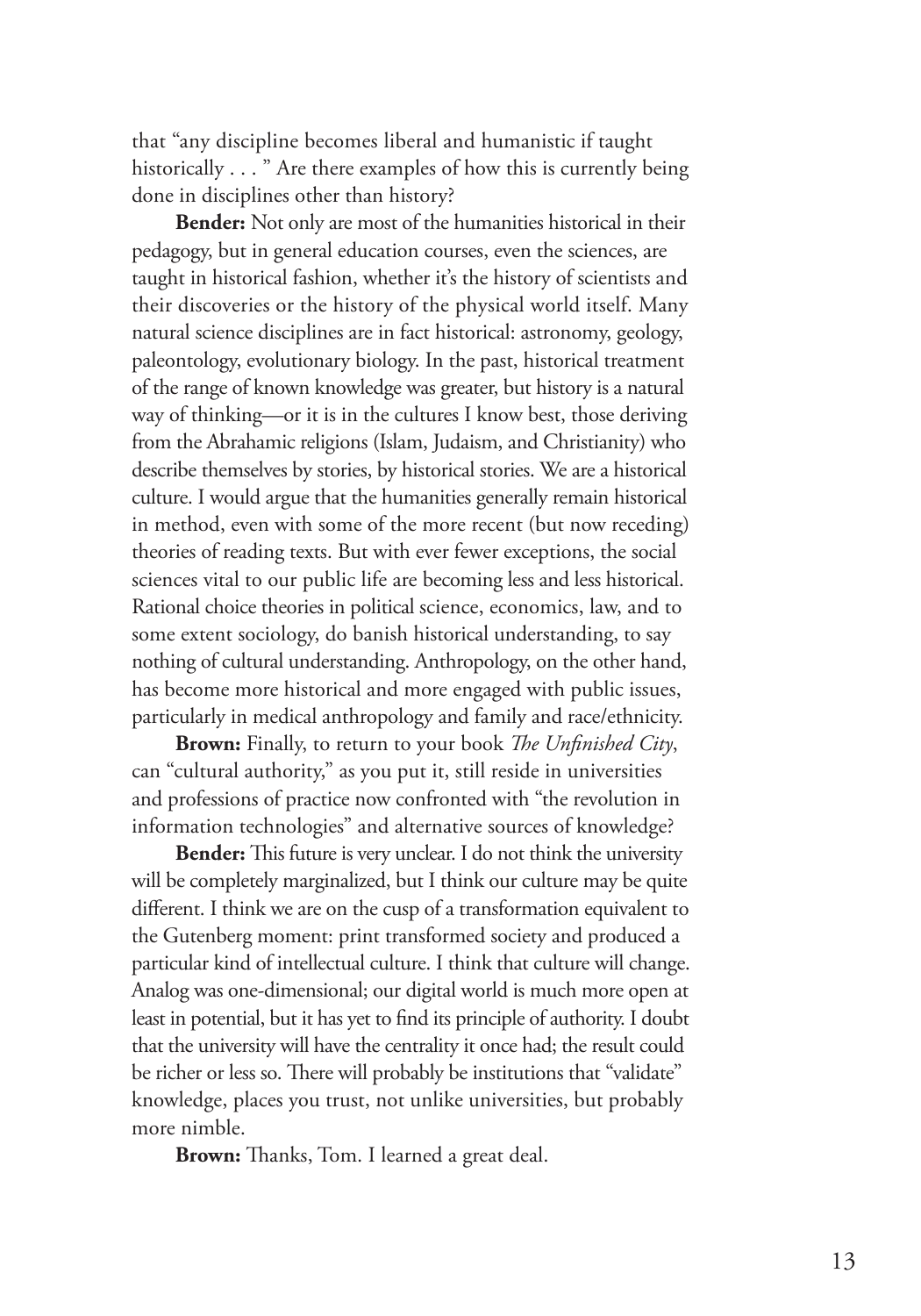that “any discipline becomes liberal and humanistic if taught historically . . . ” Are there examples of how this is currently being done in disciplines other than history?

**Bender:** Not only are most of the humanities historical in their pedagogy, but in general education courses, even the sciences, are taught in historical fashion, whether it’s the history of scientists and their discoveries or the history of the physical world itself. Many natural science disciplines are in fact historical: astronomy, geology, paleontology, evolutionary biology. In the past, historical treatment of the range of known knowledge was greater, but history is a natural way of thinking—or it is in the cultures I know best, those deriving from the Abrahamic religions (Islam, Judaism, and Christianity) who describe themselves by stories, by historical stories. We are a historical culture. I would argue that the humanities generally remain historical in method, even with some of the more recent (but now receding) theories of reading texts. But with ever fewer exceptions, the social sciences vital to our public life are becoming less and less historical. Rational choice theories in political science, economics, law, and to some extent sociology, do banish historical understanding, to say nothing of cultural understanding. Anthropology, on the other hand, has become more historical and more engaged with public issues, particularly in medical anthropology and family and race/ethnicity.

**Brown:** Finally, to return to your book *The Unfinished City*, can “cultural authority,” as you put it, still reside in universities and professions of practice now confronted with “the revolution in information technologies” and alternative sources of knowledge?

**Bender:** This future is very unclear. I do not think the university will be completely marginalized, but I think our culture may be quite different. I think we are on the cusp of a transformation equivalent to the Gutenberg moment: print transformed society and produced a particular kind of intellectual culture. I think that culture will change. Analog was one-dimensional; our digital world is much more open at least in potential, but it has yet to find its principle of authority. I doubt that the university will have the centrality it once had; the result could be richer or less so. There will probably be institutions that “validate” knowledge, places you trust, not unlike universities, but probably more nimble.

**Brown:** Thanks, Tom. I learned a great deal.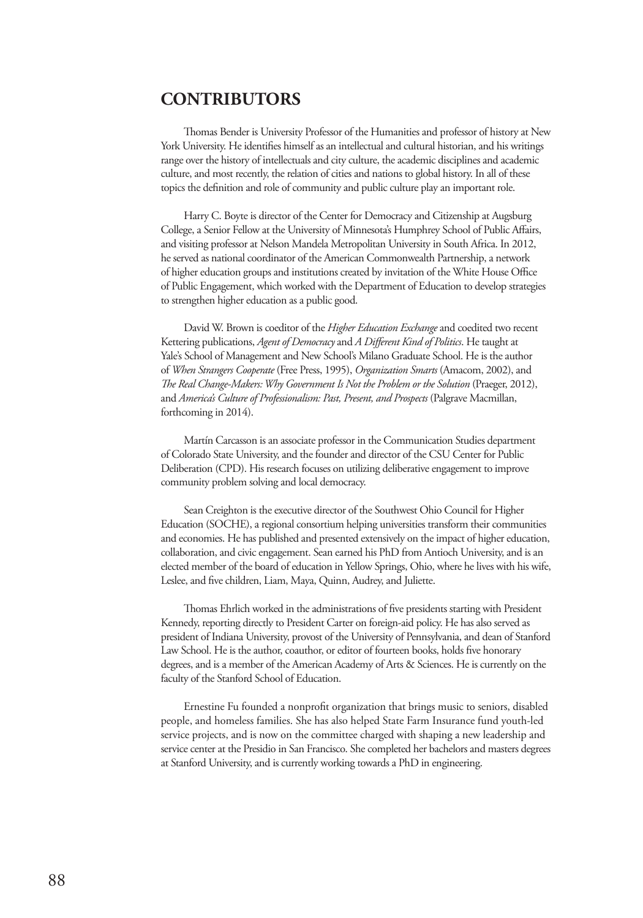## CONTRIBUTORS

Thomas Bender is University Professor of the Humanities and professor of history at New York University. He identifies himself as an intellectual and cultural historian, and his writings range over the history of intellectuals and city culture, the academic disciplines and academic culture, and most recently, the relation of cities and nations to global history. In all of these topics the definition and role of community and public culture play an important role.

Harry C. Boyte is director of the Center for Democracy and Citizenship at Augsburg College, a Senior Fellow at the University of Minnesota's Humphrey School of Public Affairs, and visiting professor at Nelson Mandela Metropolitan University in South Africa. In 2012, he served as national coordinator of the American Commonwealth Partnership, a network of higher education groups and institutions created by invitation of the White House Office of Public Engagement, which worked with the Department of Education to develop strategies to strengthen higher education as a public good.

David W. Brown is coeditor of the *Higher Education Exchange* and coedited two recent Kettering publications, *Agent of Democracy* and *A Different Kind of Politics*. He taught at Yale's School of Management and New School's Milano Graduate School. He is the author of *When Strangers Cooperate* (Free Press, 1995), *Organization Smarts* (Amacom, 2002), and *The Real Change-Makers: Why Government Is Not the Problem or the Solution* (Praeger, 2012), and *America's Culture of Professionalism: Past, Present, and Prospects* (Palgrave Macmillan, forthcoming in 2014).

Martín Carcasson is an associate professor in the Communication Studies department of Colorado State University, and the founder and director of the CSU Center for Public Deliberation (CPD). His research focuses on utilizing deliberative engagement to improve community problem solving and local democracy.

Sean Creighton is the executive director of the Southwest Ohio Council for Higher Education (SOCHE), a regional consortium helping universities transform their communities and economies. He has published and presented extensively on the impact of higher education, collaboration, and civic engagement. Sean earned his PhD from Antioch University, and is an elected member of the board of education in Yellow Springs, Ohio, where he lives with his wife, Leslee, and five children, Liam, Maya, Quinn, Audrey, and Juliette.

Thomas Ehrlich worked in the administrations of five presidents starting with President Kennedy, reporting directly to President Carter on foreign-aid policy. He has also served as president of Indiana University, provost of the University of Pennsylvania, and dean of Stanford Law School. He is the author, coauthor, or editor of fourteen books, holds five honorary degrees, and is a member of the American Academy of Arts & Sciences. He is currently on the faculty of the Stanford School of Education.

Ernestine Fu founded a nonprofit organization that brings music to seniors, disabled people, and homeless families. She has also helped State Farm Insurance fund youth-led service projects, and is now on the committee charged with shaping a new leadership and service center at the Presidio in San Francisco. She completed her bachelors and masters degrees at Stanford University, and is currently working towards a PhD in engineering.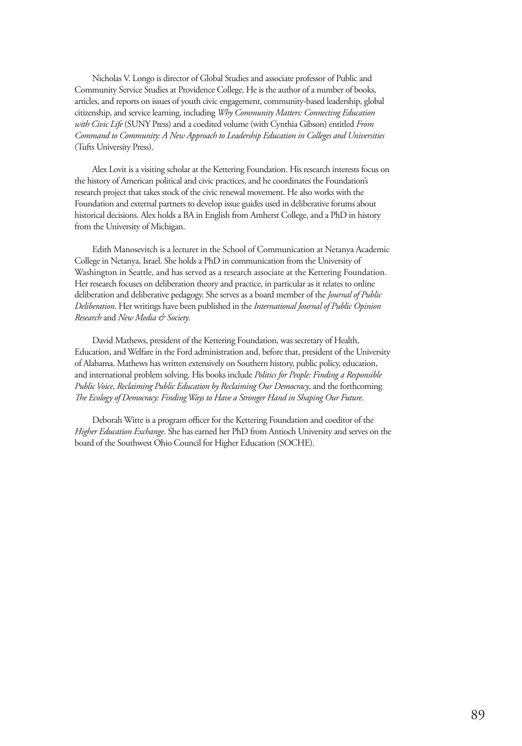Nicholas V. Longo is director of Global Studies and associate professor of Public and Community Service Studies at Providence College. He is the author of a number of books, articles, and reports on issues of youth civic engagement, community-based leadership, global citizenship, and service learning, including *Why Community Matters: Connecting Education with Civic Life* (SUNY Press) and a coedited volume (with Cynthia Gibson) entitled *From Command to Community: A New Approach to Leadership Education in Colleges and Universities* (Tufts University Press).

Alex Lovit is a visiting scholar at the Kettering Foundation. His research interests focus on the history of American political and civic practices, and he coordinates the Foundation's research project that takes stock of the civic renewal movement. He also works with the Foundation and external partners to develop issue guides used in deliberative forums about historical decisions. Alex holds a BA in English from Amherst College, and a PhD in history from the University of Michigan.

Edith Manosevitch is a lecturer in the School of Communication at Netanya Academic College in Netanya, Israel. She holds a PhD in communication from the University of Washington in Seattle, and has served as a research associate at the Kettering Foundation. Her research focuses on deliberation theory and practice, in particular as it relates to online deliberation and deliberative pedagogy. She serves as a board member of the *Journal of Public Deliberation*. Her writings have been published in the *International Journal of Public Opinion Research* and *New Media & Society*.

David Mathews, president of the Kettering Foundation, was secretary of Health, Education, and Welfare in the Ford administration and, before that, president of the University of Alabama. Mathews has written extensively on Southern history, public policy, education, and international problem solving. His books include *Politics for People: Finding a Responsible Public Voice*, *Reclaiming Public Education by Reclaiming Our Democracy*, and the forthcoming *The Ecology of Democracy: Finding Ways to Have a Stronger Hand in Shaping Our Future*.

Deborah Witte is a program officer for the Kettering Foundation and coeditor of the *Higher Education Exchange*. She has earned her PhD from Antioch University and serves on the board of the Southwest Ohio Council for Higher Education (SOCHE).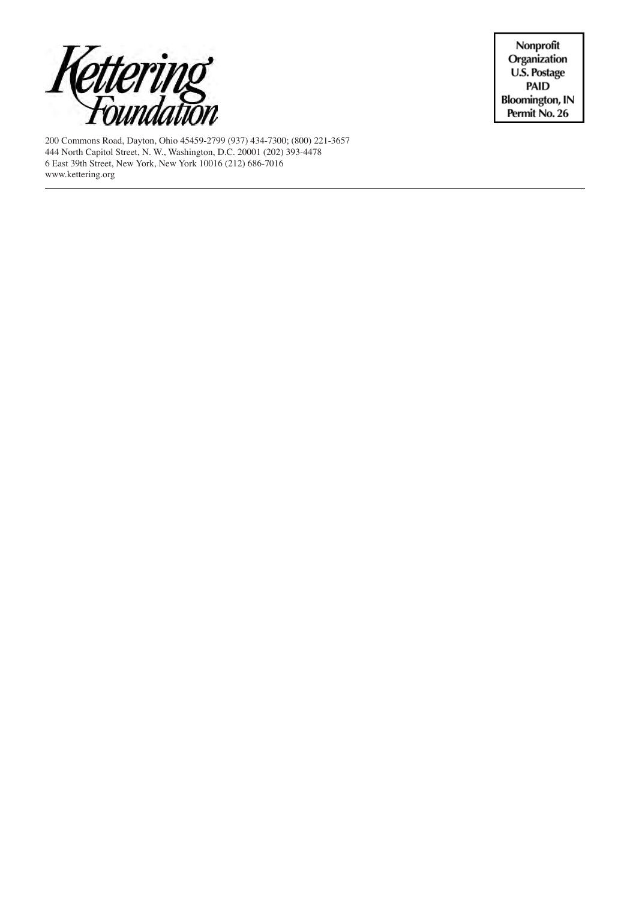Kettering Foundation

Nonprofit
Organization
U.S. Postage
PAID
Bloomington, IN
Permit No. 26

200 Commons Road, Dayton, Ohio 45459-2799 (937) 434-7300; (800) 221-3657
444 North Capitol Street, N. W., Washington, D.C. 20001 (202) 393-4478
6 East 39th Street, New York, New York 10016 (212) 686-7016
www.kettering.org